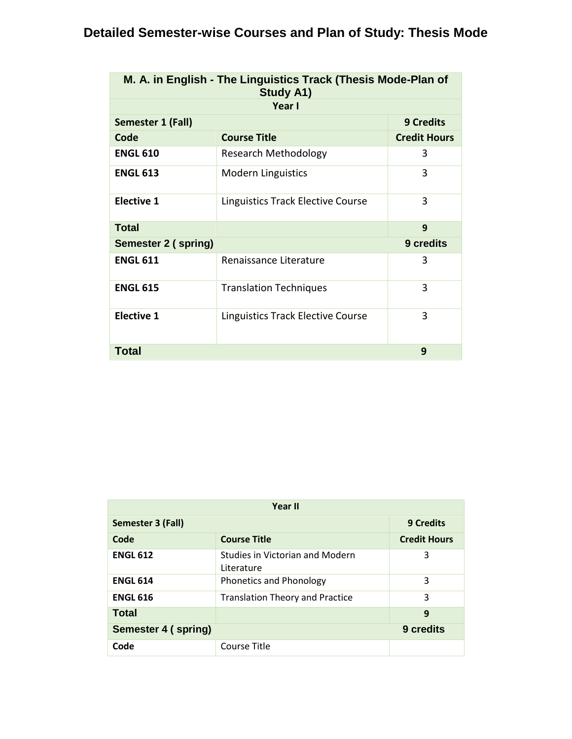# Detailed Semester-wise Courses and Plan of Study: Thesis Mode

| M. A. in English - The Linguistics Track (Thesis Mode-Plan of Study A1) | | |
|---|---|---|
| **Year I** | | |
| **Semester 1 (Fall)** | | **9 Credits** |
| **Code** | **Course Title** | **Credit Hours** |
| **ENGL 610** | Research Methodology | 3 |
| **ENGL 613** | Modern Linguistics | 3 |
| **Elective 1** | Linguistics Track Elective Course | 3 |
| **Total** | | **9** |
| **Semester 2 ( spring)** | | **9 credits** |
| **ENGL 611** | Renaissance Literature | 3 |
| **ENGL 615** | Translation Techniques | 3 |
| **Elective 1** | Linguistics Track Elective Course | 3 |
| **Total** | | **9** |

| Year II | | |
|---|---|---|
| **Semester 3 (Fall)** | | **9 Credits** |
| **Code** | **Course Title** | **Credit Hours** |
| **ENGL 612** | Studies in Victorian and Modern Literature | 3 |
| **ENGL 614** | Phonetics and Phonology | 3 |
| **ENGL 616** | Translation Theory and Practice | 3 |
| **Total** | | **9** |
| **Semester 4 ( spring)** | | **9 credits** |
| **Code** | Course Title | |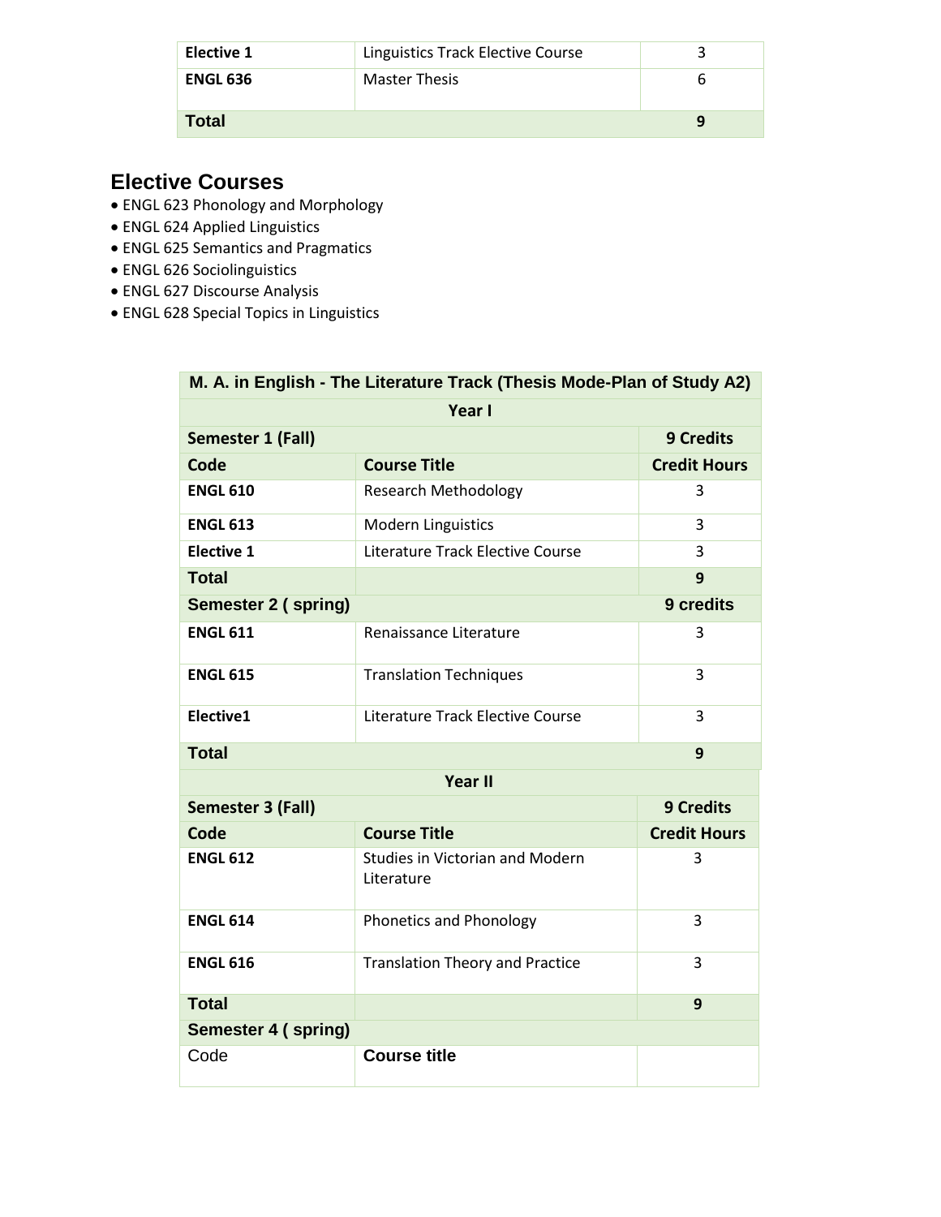| Elective 1 | Linguistics Track Elective Course | 3 |
|---|---|---|
| **ENGL 636** | Master Thesis | 6 |
| **Total** | | **9** |

## Elective Courses

- ENGL 623 Phonology and Morphology
- ENGL 624 Applied Linguistics
- ENGL 625 Semantics and Pragmatics
- ENGL 626 Sociolinguistics
- ENGL 627 Discourse Analysis
- ENGL 628 Special Topics in Linguistics

| **M. A. in English - The Literature Track (Thesis Mode-Plan of Study A2)** | | |
|---|---|---|
| **Year I** | | |
| **Semester 1 (Fall)** | | **9 Credits** |
| **Code** | **Course Title** | **Credit Hours** |
| **ENGL 610** | Research Methodology | 3 |
| **ENGL 613** | Modern Linguistics | 3 |
| **Elective 1** | Literature Track Elective Course | 3 |
| **Total** | | **9** |
| **Semester 2 ( spring)** | | **9 credits** |
| **ENGL 611** | Renaissance Literature | 3 |
| **ENGL 615** | Translation Techniques | 3 |
| **Elective1** | Literature Track Elective Course | 3 |
| **Total** | | **9** |
| **Year II** | | |
| **Semester 3 (Fall)** | | **9 Credits** |
| **Code** | **Course Title** | **Credit Hours** |
| **ENGL 612** | Studies in Victorian and Modern Literature | 3 |
| **ENGL 614** | Phonetics and Phonology | 3 |
| **ENGL 616** | Translation Theory and Practice | 3 |
| **Total** | | **9** |
| **Semester 4 ( spring)** | | |
| Code | **Course title** | |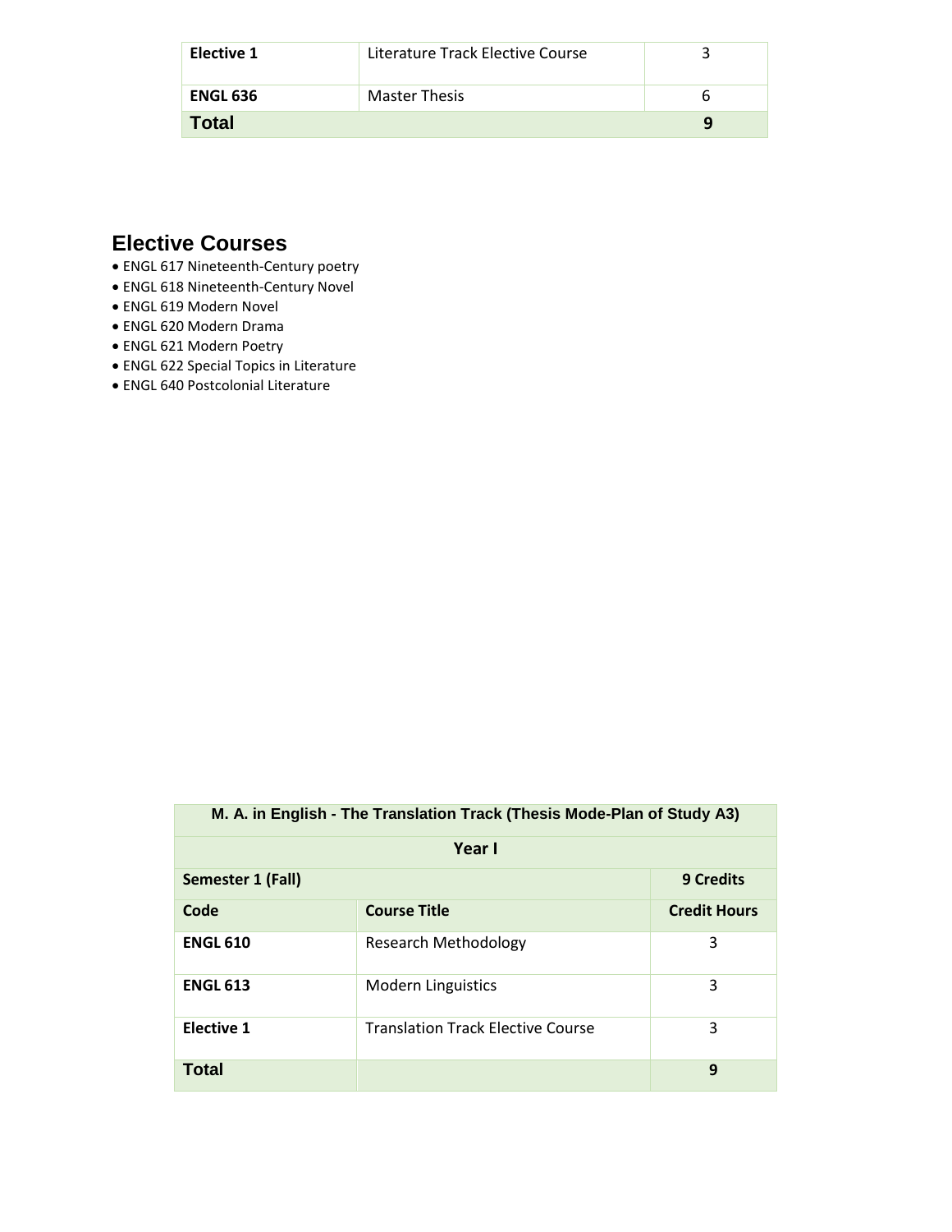| | | |
|---|---|---|
| **Elective 1** | Literature Track Elective Course | 3 |
| **ENGL 636** | Master Thesis | 6 |
| **Total** | | **9** |

## Elective Courses

- ENGL 617 Nineteenth-Century poetry
- ENGL 618 Nineteenth-Century Novel
- ENGL 619 Modern Novel
- ENGL 620 Modern Drama
- ENGL 621 Modern Poetry
- ENGL 622 Special Topics in Literature
- ENGL 640 Postcolonial Literature

| M. A. in English - The Translation Track (Thesis Mode-Plan of Study A3) | | |
|---|---|---|
| **Year I** | | |
| **Semester 1 (Fall)** | | **9 Credits** |
| **Code** | **Course Title** | **Credit Hours** |
| **ENGL 610** | Research Methodology | 3 |
| **ENGL 613** | Modern Linguistics | 3 |
| **Elective 1** | Translation Track Elective Course | 3 |
| **Total** | | **9** |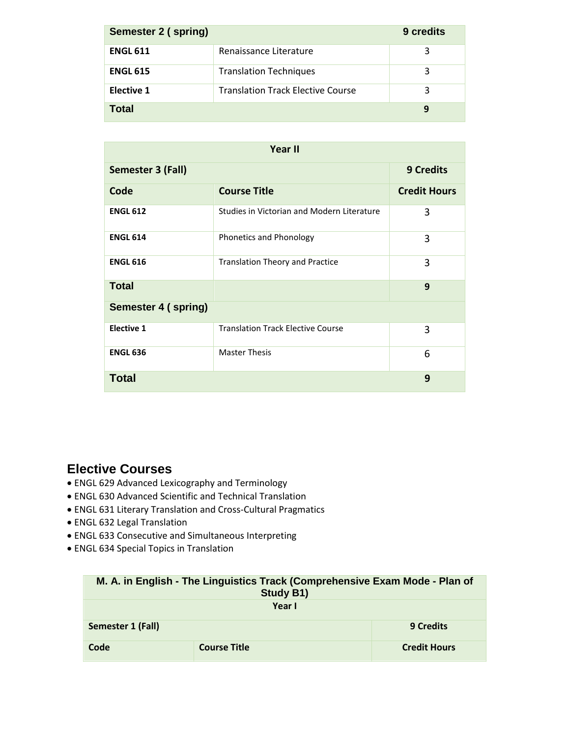| Semester 2 ( spring) | | 9 credits |
|---|---|---|
| **ENGL 611** | Renaissance Literature | 3 |
| **ENGL 615** | Translation Techniques | 3 |
| **Elective 1** | Translation Track Elective Course | 3 |
| **Total** | | **9** |

| Year II | | |
|---|---|---|
| **Semester 3 (Fall)** | | **9 Credits** |
| **Code** | **Course Title** | **Credit Hours** |
| **ENGL 612** | Studies in Victorian and Modern Literature | 3 |
| **ENGL 614** | Phonetics and Phonology | 3 |
| **ENGL 616** | Translation Theory and Practice | 3 |
| **Total** | | **9** |
| **Semester 4 ( spring)** | | |
| **Elective 1** | Translation Track Elective Course | 3 |
| **ENGL 636** | Master Thesis | 6 |
| **Total** | | **9** |

## Elective Courses

- ENGL 629 Advanced Lexicography and Terminology
- ENGL 630 Advanced Scientific and Technical Translation
- ENGL 631 Literary Translation and Cross-Cultural Pragmatics
- ENGL 632 Legal Translation
- ENGL 633 Consecutive and Simultaneous Interpreting
- ENGL 634 Special Topics in Translation

| M. A. in English - The Linguistics Track (Comprehensive Exam Mode - Plan of Study B1) | | |
|---|---|---|
| **Year I** | | |
| **Semester 1 (Fall)** | | **9 Credits** |
| **Code** | **Course Title** | **Credit Hours** |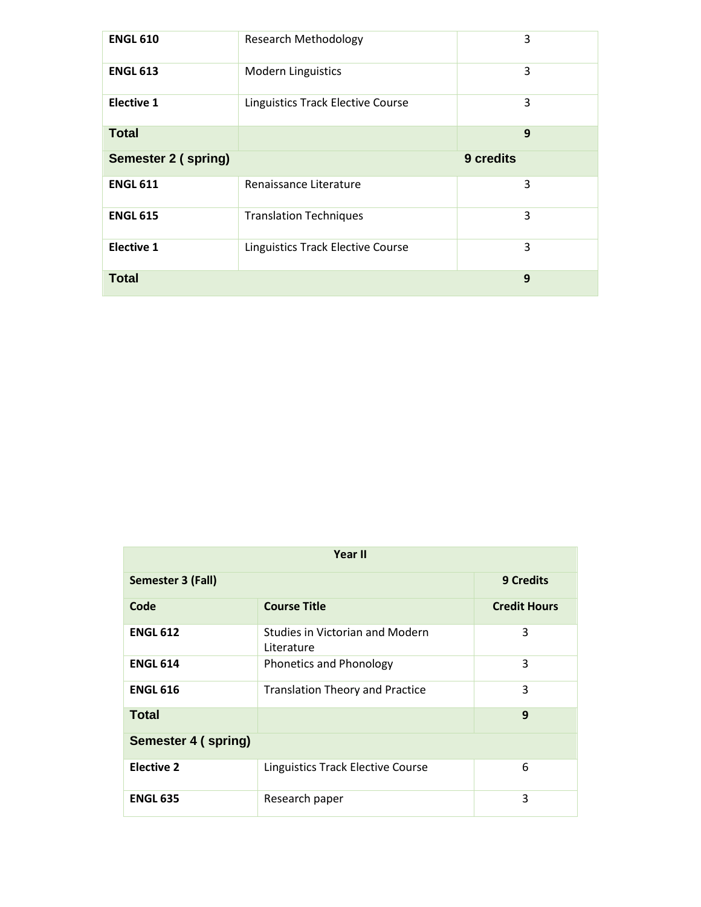| | | |
|---|---|---|
| **ENGL 610** | Research Methodology | 3 |
| **ENGL 613** | Modern Linguistics | 3 |
| **Elective 1** | Linguistics Track Elective Course | 3 |
| **Total** | | **9** |
| **Semester 2 ( spring)** | | **9 credits** |
| **ENGL 611** | Renaissance Literature | 3 |
| **ENGL 615** | Translation Techniques | 3 |
| **Elective 1** | Linguistics Track Elective Course | 3 |
| **Total** | | **9** |

| **Year II** | | |
|---|---|---|
| **Semester 3 (Fall)** | | **9 Credits** |
| **Code** | **Course Title** | **Credit Hours** |
| **ENGL 612** | Studies in Victorian and Modern Literature | 3 |
| **ENGL 614** | Phonetics and Phonology | 3 |
| **ENGL 616** | Translation Theory and Practice | 3 |
| **Total** | | **9** |
| **Semester 4 ( spring)** | | |
| **Elective 2** | Linguistics Track Elective Course | 6 |
| **ENGL 635** | Research paper | 3 |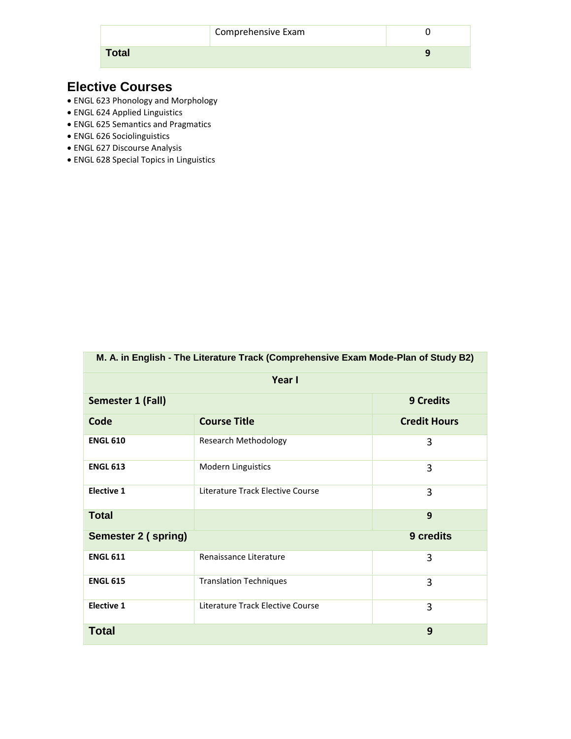| | Comprehensive Exam | 0 |
|---|---|---|
| **Total** | | **9** |

## Elective Courses

- ENGL 623 Phonology and Morphology
- ENGL 624 Applied Linguistics
- ENGL 625 Semantics and Pragmatics
- ENGL 626 Sociolinguistics
- ENGL 627 Discourse Analysis
- ENGL 628 Special Topics in Linguistics

| **M. A. in English - The Literature Track (Comprehensive Exam Mode-Plan of Study B2)** | | |
|---|---|---|
| **Year I** | | |
| **Semester 1 (Fall)** | | **9 Credits** |
| **Code** | **Course Title** | **Credit Hours** |
| **ENGL 610** | Research Methodology | 3 |
| **ENGL 613** | Modern Linguistics | 3 |
| **Elective 1** | Literature Track Elective Course | 3 |
| **Total** | | **9** |
| **Semester 2 ( spring)** | | **9 credits** |
| **ENGL 611** | Renaissance Literature | 3 |
| **ENGL 615** | Translation Techniques | 3 |
| **Elective 1** | Literature Track Elective Course | 3 |
| **Total** | | **9** |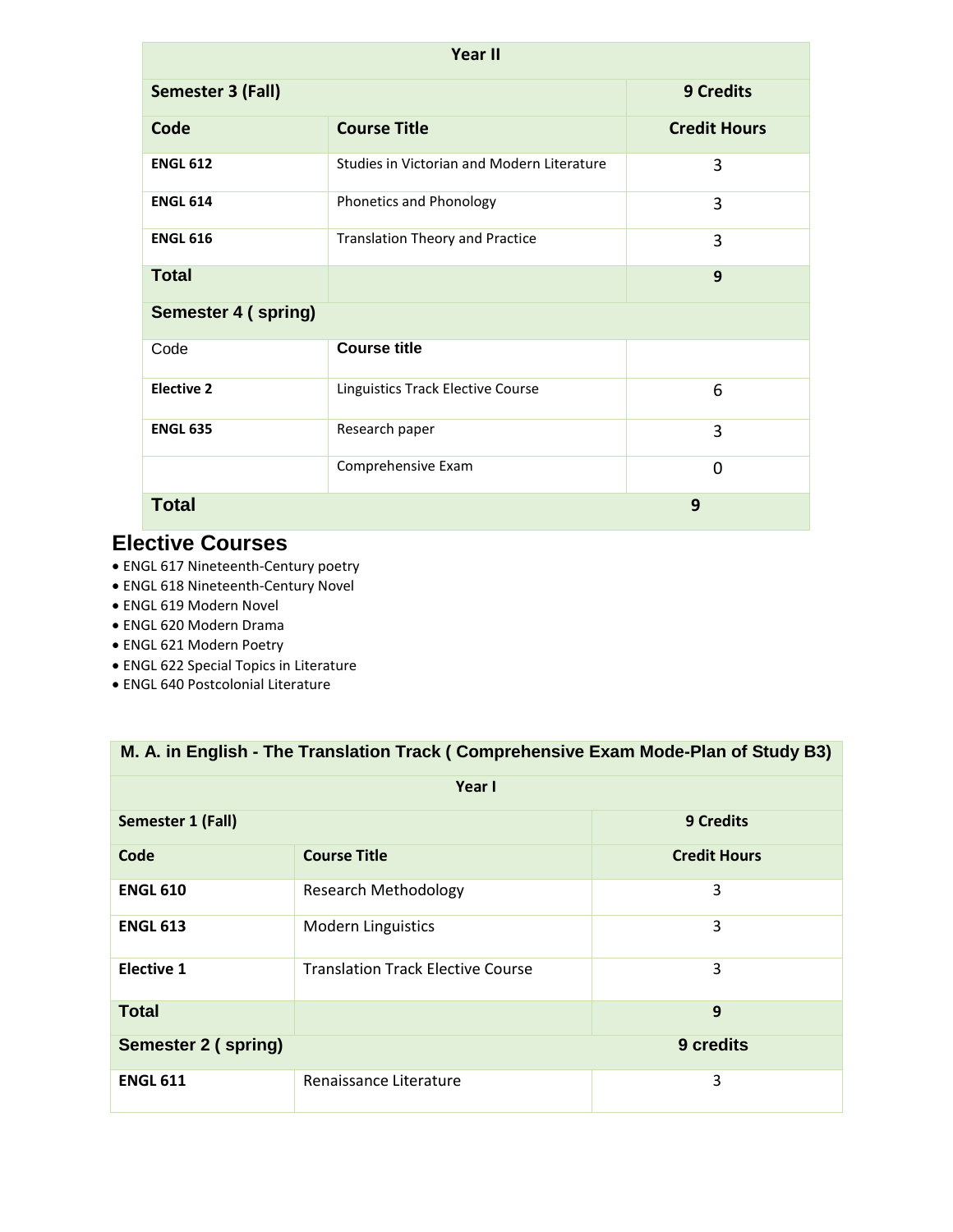| Year II | | |
|---|---|---|
| **Semester 3 (Fall)** | | **9 Credits** |
| **Code** | **Course Title** | **Credit Hours** |
| **ENGL 612** | Studies in Victorian and Modern Literature | 3 |
| **ENGL 614** | Phonetics and Phonology | 3 |
| **ENGL 616** | Translation Theory and Practice | 3 |
| **Total** | | **9** |
| **Semester 4 ( spring)** | | |
| Code | **Course title** | |
| **Elective 2** | Linguistics Track Elective Course | 6 |
| **ENGL 635** | Research paper | 3 |
| | Comprehensive Exam | 0 |
| **Total** | | **9** |

## Elective Courses

- ENGL 617 Nineteenth-Century poetry
- ENGL 618 Nineteenth-Century Novel
- ENGL 619 Modern Novel
- ENGL 620 Modern Drama
- ENGL 621 Modern Poetry
- ENGL 622 Special Topics in Literature
- ENGL 640 Postcolonial Literature

| M. A. in English - The Translation Track ( Comprehensive Exam Mode-Plan of Study B3) | | |
|---|---|---|
| **Year I** | | |
| **Semester 1 (Fall)** | | **9 Credits** |
| **Code** | **Course Title** | **Credit Hours** |
| **ENGL 610** | Research Methodology | 3 |
| **ENGL 613** | Modern Linguistics | 3 |
| **Elective 1** | Translation Track Elective Course | 3 |
| **Total** | | **9** |
| **Semester 2 ( spring)** | | **9 credits** |
| **ENGL 611** | Renaissance Literature | 3 |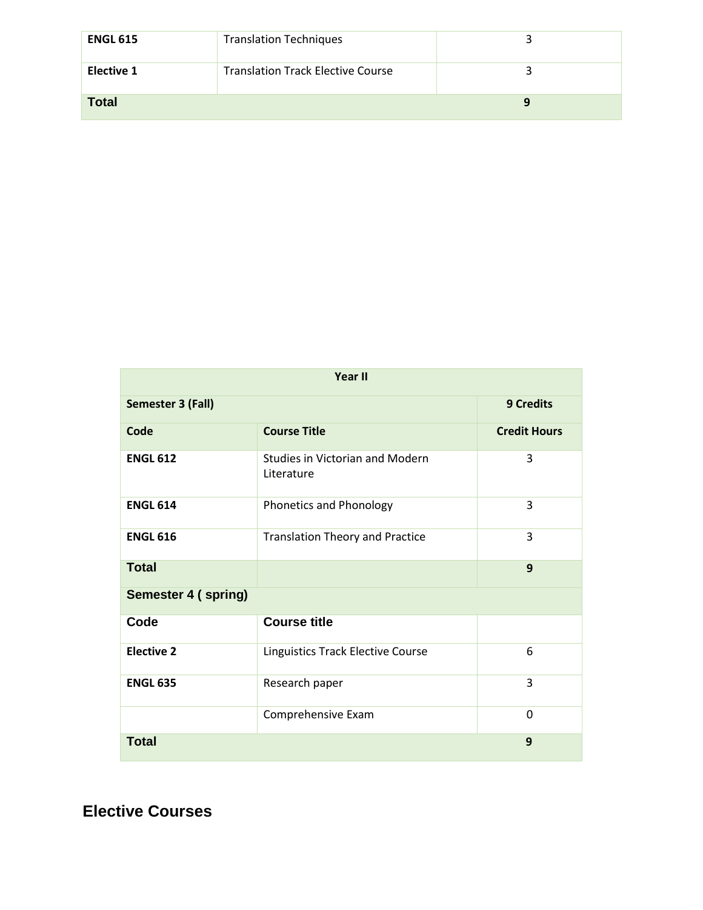| | | |
|---|---|---|
| **ENGL 615** | Translation Techniques | 3 |
| **Elective 1** | Translation Track Elective Course | 3 |
| **Total** | | **9** |

| **Year II** | | |
|---|---|---|
| **Semester 3 (Fall)** | | **9 Credits** |
| **Code** | **Course Title** | **Credit Hours** |
| **ENGL 612** | Studies in Victorian and Modern Literature | 3 |
| **ENGL 614** | Phonetics and Phonology | 3 |
| **ENGL 616** | Translation Theory and Practice | 3 |
| **Total** | | **9** |
| **Semester 4 ( spring)** | | |
| **Code** | **Course title** | |
| **Elective 2** | Linguistics Track Elective Course | 6 |
| **ENGL 635** | Research paper | 3 |
| | Comprehensive Exam | 0 |
| **Total** | | **9** |

## Elective Courses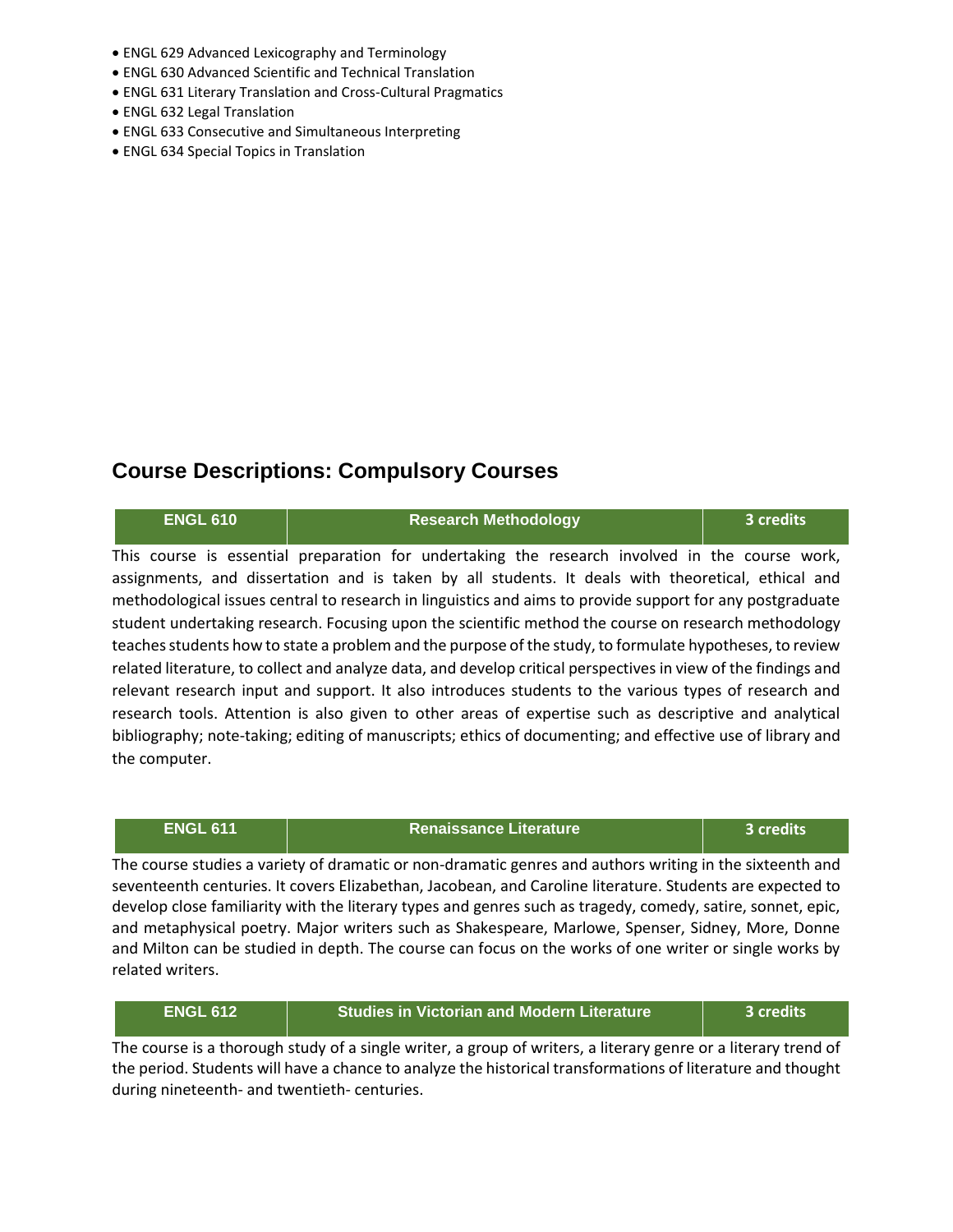- ENGL 629 Advanced Lexicography and Terminology
- ENGL 630 Advanced Scientific and Technical Translation
- ENGL 631 Literary Translation and Cross-Cultural Pragmatics
- ENGL 632 Legal Translation
- ENGL 633 Consecutive and Simultaneous Interpreting
- ENGL 634 Special Topics in Translation

## Course Descriptions: Compulsory Courses

| ENGL 610 | Research Methodology | 3 credits |
|---|---|---|

This course is essential preparation for undertaking the research involved in the course work, assignments, and dissertation and is taken by all students. It deals with theoretical, ethical and methodological issues central to research in linguistics and aims to provide support for any postgraduate student undertaking research. Focusing upon the scientific method the course on research methodology teaches students how to state a problem and the purpose of the study, to formulate hypotheses, to review related literature, to collect and analyze data, and develop critical perspectives in view of the findings and relevant research input and support. It also introduces students to the various types of research and research tools. Attention is also given to other areas of expertise such as descriptive and analytical bibliography; note-taking; editing of manuscripts; ethics of documenting; and effective use of library and the computer.

| ENGL 611 | Renaissance Literature | 3 credits |
|---|---|---|

The course studies a variety of dramatic or non-dramatic genres and authors writing in the sixteenth and seventeenth centuries. It covers Elizabethan, Jacobean, and Caroline literature. Students are expected to develop close familiarity with the literary types and genres such as tragedy, comedy, satire, sonnet, epic, and metaphysical poetry. Major writers such as Shakespeare, Marlowe, Spenser, Sidney, More, Donne and Milton can be studied in depth. The course can focus on the works of one writer or single works by related writers.

| ENGL 612 | Studies in Victorian and Modern Literature | 3 credits |
|---|---|---|

The course is a thorough study of a single writer, a group of writers, a literary genre or a literary trend of the period. Students will have a chance to analyze the historical transformations of literature and thought during nineteenth- and twentieth- centuries.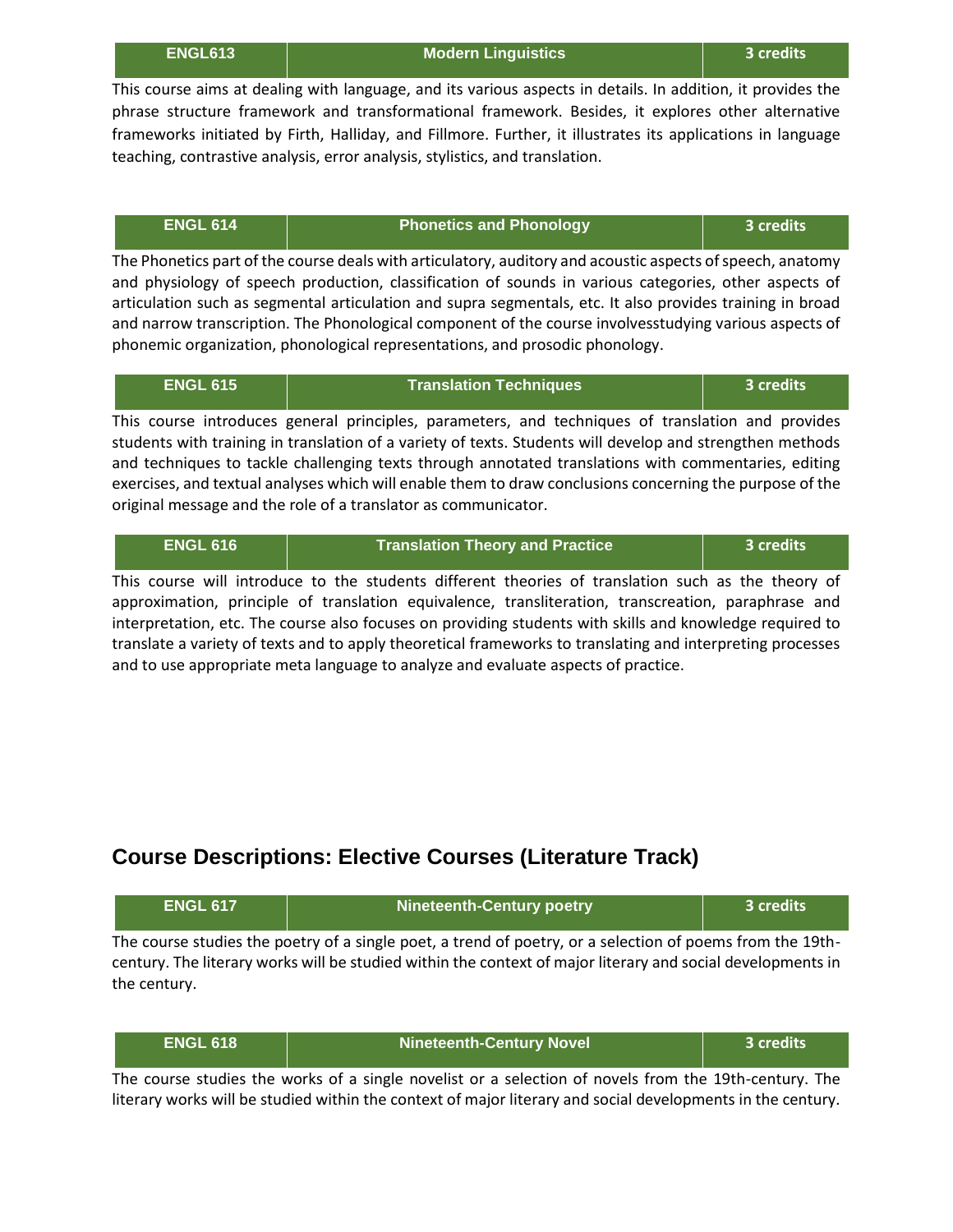| ENGL613 | Modern Linguistics | 3 credits |
|---|---|---|

This course aims at dealing with language, and its various aspects in details. In addition, it provides the phrase structure framework and transformational framework. Besides, it explores other alternative frameworks initiated by Firth, Halliday, and Fillmore. Further, it illustrates its applications in language teaching, contrastive analysis, error analysis, stylistics, and translation.

| ENGL 614 | Phonetics and Phonology | 3 credits |
|---|---|---|

The Phonetics part of the course deals with articulatory, auditory and acoustic aspects of speech, anatomy and physiology of speech production, classification of sounds in various categories, other aspects of articulation such as segmental articulation and supra segmentals, etc. It also provides training in broad and narrow transcription. The Phonological component of the course involvesstudying various aspects of phonemic organization, phonological representations, and prosodic phonology.

| ENGL 615 | Translation Techniques | 3 credits |
|---|---|---|

This course introduces general principles, parameters, and techniques of translation and provides students with training in translation of a variety of texts. Students will develop and strengthen methods and techniques to tackle challenging texts through annotated translations with commentaries, editing exercises, and textual analyses which will enable them to draw conclusions concerning the purpose of the original message and the role of a translator as communicator.

| ENGL 616 | Translation Theory and Practice | 3 credits |
|---|---|---|

This course will introduce to the students different theories of translation such as the theory of approximation, principle of translation equivalence, transliteration, transcreation, paraphrase and interpretation, etc. The course also focuses on providing students with skills and knowledge required to translate a variety of texts and to apply theoretical frameworks to translating and interpreting processes and to use appropriate meta language to analyze and evaluate aspects of practice.

## Course Descriptions: Elective Courses (Literature Track)

| ENGL 617 | Nineteenth-Century poetry | 3 credits |
|---|---|---|

The course studies the poetry of a single poet, a trend of poetry, or a selection of poems from the 19th-century. The literary works will be studied within the context of major literary and social developments in the century.

| ENGL 618 | Nineteenth-Century Novel | 3 credits |
|---|---|---|

The course studies the works of a single novelist or a selection of novels from the 19th-century. The literary works will be studied within the context of major literary and social developments in the century.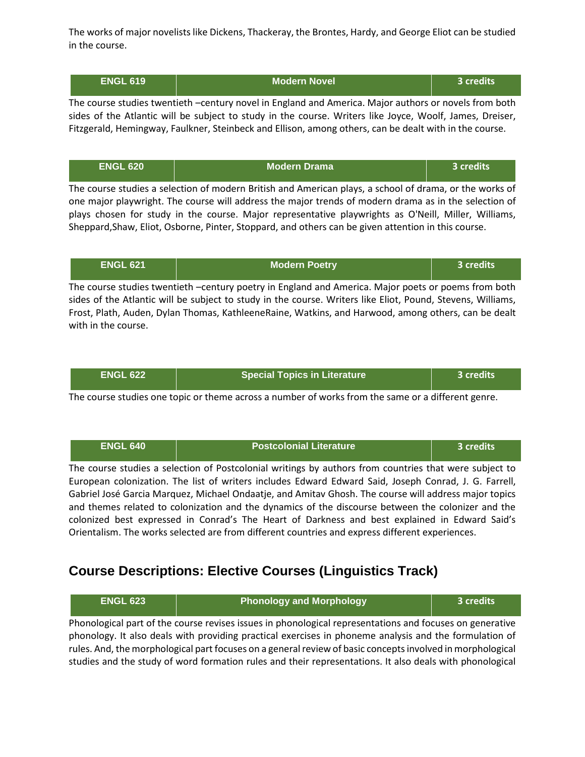The works of major novelists like Dickens, Thackeray, the Brontes, Hardy, and George Eliot can be studied in the course.

| ENGL 619 | Modern Novel | 3 credits |
|---|---|---|

The course studies twentieth –century novel in England and America. Major authors or novels from both sides of the Atlantic will be subject to study in the course. Writers like Joyce, Woolf, James, Dreiser, Fitzgerald, Hemingway, Faulkner, Steinbeck and Ellison, among others, can be dealt with in the course.

| ENGL 620 | Modern Drama | 3 credits |
|---|---|---|

The course studies a selection of modern British and American plays, a school of drama, or the works of one major playwright. The course will address the major trends of modern drama as in the selection of plays chosen for study in the course. Major representative playwrights as O'Neill, Miller, Williams, Sheppard,Shaw, Eliot, Osborne, Pinter, Stoppard, and others can be given attention in this course.

| ENGL 621 | Modern Poetry | 3 credits |
|---|---|---|

The course studies twentieth –century poetry in England and America. Major poets or poems from both sides of the Atlantic will be subject to study in the course. Writers like Eliot, Pound, Stevens, Williams, Frost, Plath, Auden, Dylan Thomas, KathleeneRaine, Watkins, and Harwood, among others, can be dealt with in the course.

| ENGL 622 | Special Topics in Literature | 3 credits |
|---|---|---|

The course studies one topic or theme across a number of works from the same or a different genre.

| ENGL 640 | Postcolonial Literature | 3 credits |
|---|---|---|

The course studies a selection of Postcolonial writings by authors from countries that were subject to European colonization. The list of writers includes Edward Edward Said, Joseph Conrad, J. G. Farrell, Gabriel José Garcia Marquez, Michael Ondaatje, and Amitav Ghosh. The course will address major topics and themes related to colonization and the dynamics of the discourse between the colonizer and the colonized best expressed in Conrad's The Heart of Darkness and best explained in Edward Said's Orientalism. The works selected are from different countries and express different experiences.

## Course Descriptions: Elective Courses (Linguistics Track)

| ENGL 623 | Phonology and Morphology | 3 credits |
|---|---|---|

Phonological part of the course revises issues in phonological representations and focuses on generative phonology. It also deals with providing practical exercises in phoneme analysis and the formulation of rules. And, the morphological part focuses on a general review of basic concepts involved in morphological studies and the study of word formation rules and their representations. It also deals with phonological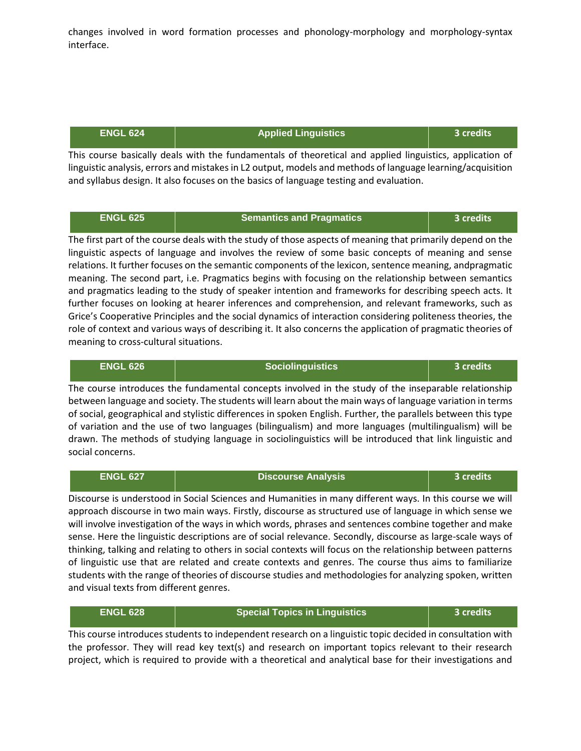changes involved in word formation processes and phonology-morphology and morphology-syntax interface.

| ENGL 624 | Applied Linguistics | 3 credits |
|---|---|---|

This course basically deals with the fundamentals of theoretical and applied linguistics, application of linguistic analysis, errors and mistakes in L2 output, models and methods of language learning/acquisition and syllabus design. It also focuses on the basics of language testing and evaluation.

| ENGL 625 | Semantics and Pragmatics | 3 credits |
|---|---|---|

The first part of the course deals with the study of those aspects of meaning that primarily depend on the linguistic aspects of language and involves the review of some basic concepts of meaning and sense relations. It further focuses on the semantic components of the lexicon, sentence meaning, andpragmatic meaning. The second part, i.e. Pragmatics begins with focusing on the relationship between semantics and pragmatics leading to the study of speaker intention and frameworks for describing speech acts. It further focuses on looking at hearer inferences and comprehension, and relevant frameworks, such as Grice's Cooperative Principles and the social dynamics of interaction considering politeness theories, the role of context and various ways of describing it. It also concerns the application of pragmatic theories of meaning to cross-cultural situations.

| ENGL 626 | Sociolinguistics | 3 credits |
|---|---|---|

The course introduces the fundamental concepts involved in the study of the inseparable relationship between language and society. The students will learn about the main ways of language variation in terms of social, geographical and stylistic differences in spoken English. Further, the parallels between this type of variation and the use of two languages (bilingualism) and more languages (multilingualism) will be drawn. The methods of studying language in sociolinguistics will be introduced that link linguistic and social concerns.

| ENGL 627 | Discourse Analysis | 3 credits |
|---|---|---|

Discourse is understood in Social Sciences and Humanities in many different ways. In this course we will approach discourse in two main ways. Firstly, discourse as structured use of language in which sense we will involve investigation of the ways in which words, phrases and sentences combine together and make sense. Here the linguistic descriptions are of social relevance. Secondly, discourse as large-scale ways of thinking, talking and relating to others in social contexts will focus on the relationship between patterns of linguistic use that are related and create contexts and genres. The course thus aims to familiarize students with the range of theories of discourse studies and methodologies for analyzing spoken, written and visual texts from different genres.

| ENGL 628 | Special Topics in Linguistics | 3 credits |
|---|---|---|

This course introduces students to independent research on a linguistic topic decided in consultation with the professor. They will read key text(s) and research on important topics relevant to their research project, which is required to provide with a theoretical and analytical base for their investigations and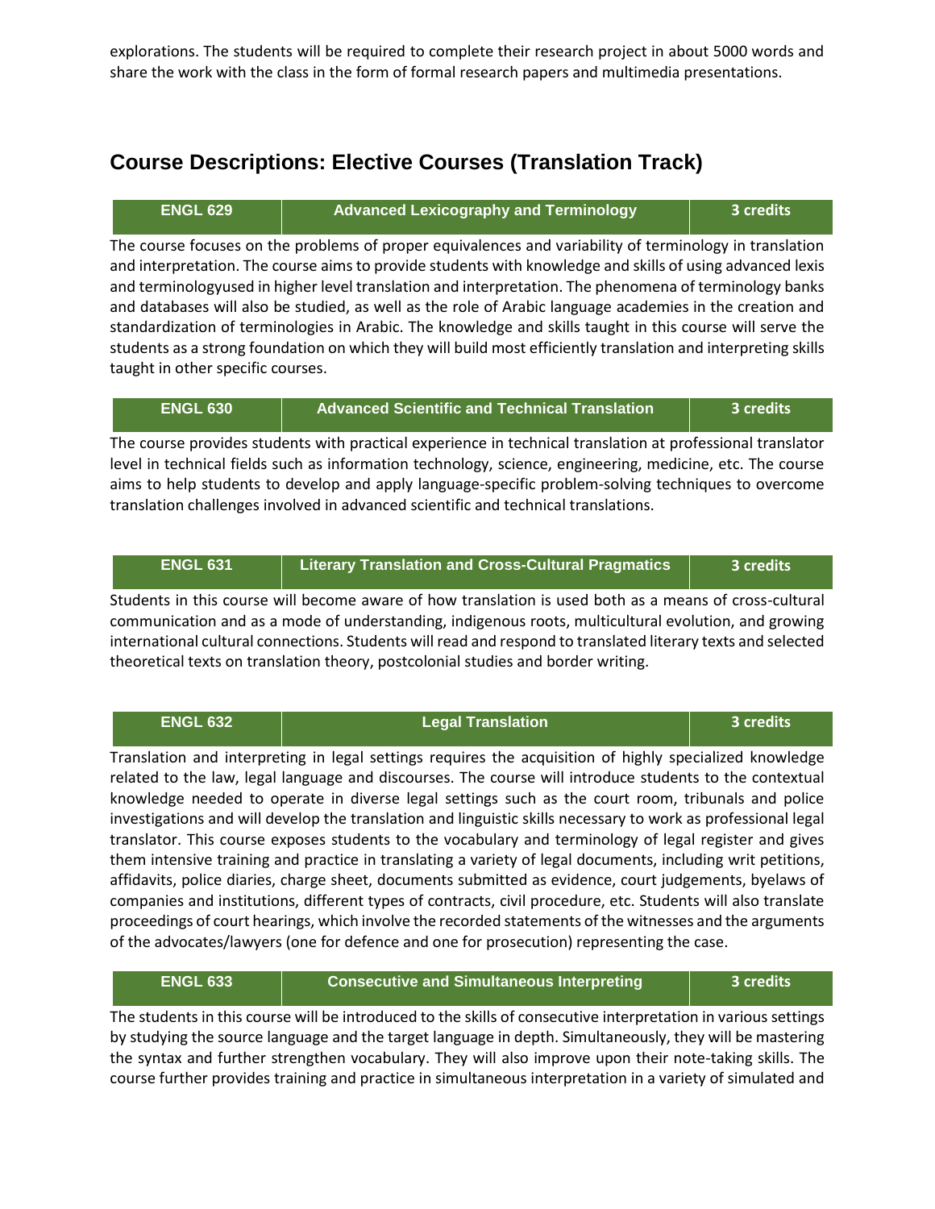explorations. The students will be required to complete their research project in about 5000 words and share the work with the class in the form of formal research papers and multimedia presentations.

## Course Descriptions: Elective Courses (Translation Track)

| ENGL 629 | Advanced Lexicography and Terminology | 3 credits |
|---|---|---|

The course focuses on the problems of proper equivalences and variability of terminology in translation and interpretation. The course aims to provide students with knowledge and skills of using advanced lexis and terminologyused in higher level translation and interpretation. The phenomena of terminology banks and databases will also be studied, as well as the role of Arabic language academies in the creation and standardization of terminologies in Arabic. The knowledge and skills taught in this course will serve the students as a strong foundation on which they will build most efficiently translation and interpreting skills taught in other specific courses.

| ENGL 630 | Advanced Scientific and Technical Translation | 3 credits |
|---|---|---|

The course provides students with practical experience in technical translation at professional translator level in technical fields such as information technology, science, engineering, medicine, etc. The course aims to help students to develop and apply language-specific problem-solving techniques to overcome translation challenges involved in advanced scientific and technical translations.

| ENGL 631 | Literary Translation and Cross-Cultural Pragmatics | 3 credits |
|---|---|---|

Students in this course will become aware of how translation is used both as a means of cross-cultural communication and as a mode of understanding, indigenous roots, multicultural evolution, and growing international cultural connections. Students will read and respond to translated literary texts and selected theoretical texts on translation theory, postcolonial studies and border writing.

| ENGL 632 | Legal Translation | 3 credits |
|---|---|---|

Translation and interpreting in legal settings requires the acquisition of highly specialized knowledge related to the law, legal language and discourses. The course will introduce students to the contextual knowledge needed to operate in diverse legal settings such as the court room, tribunals and police investigations and will develop the translation and linguistic skills necessary to work as professional legal translator. This course exposes students to the vocabulary and terminology of legal register and gives them intensive training and practice in translating a variety of legal documents, including writ petitions, affidavits, police diaries, charge sheet, documents submitted as evidence, court judgements, byelaws of companies and institutions, different types of contracts, civil procedure, etc. Students will also translate proceedings of court hearings, which involve the recorded statements of the witnesses and the arguments of the advocates/lawyers (one for defence and one for prosecution) representing the case.

| ENGL 633 | Consecutive and Simultaneous Interpreting | 3 credits |
|---|---|---|

The students in this course will be introduced to the skills of consecutive interpretation in various settings by studying the source language and the target language in depth. Simultaneously, they will be mastering the syntax and further strengthen vocabulary. They will also improve upon their note-taking skills. The course further provides training and practice in simultaneous interpretation in a variety of simulated and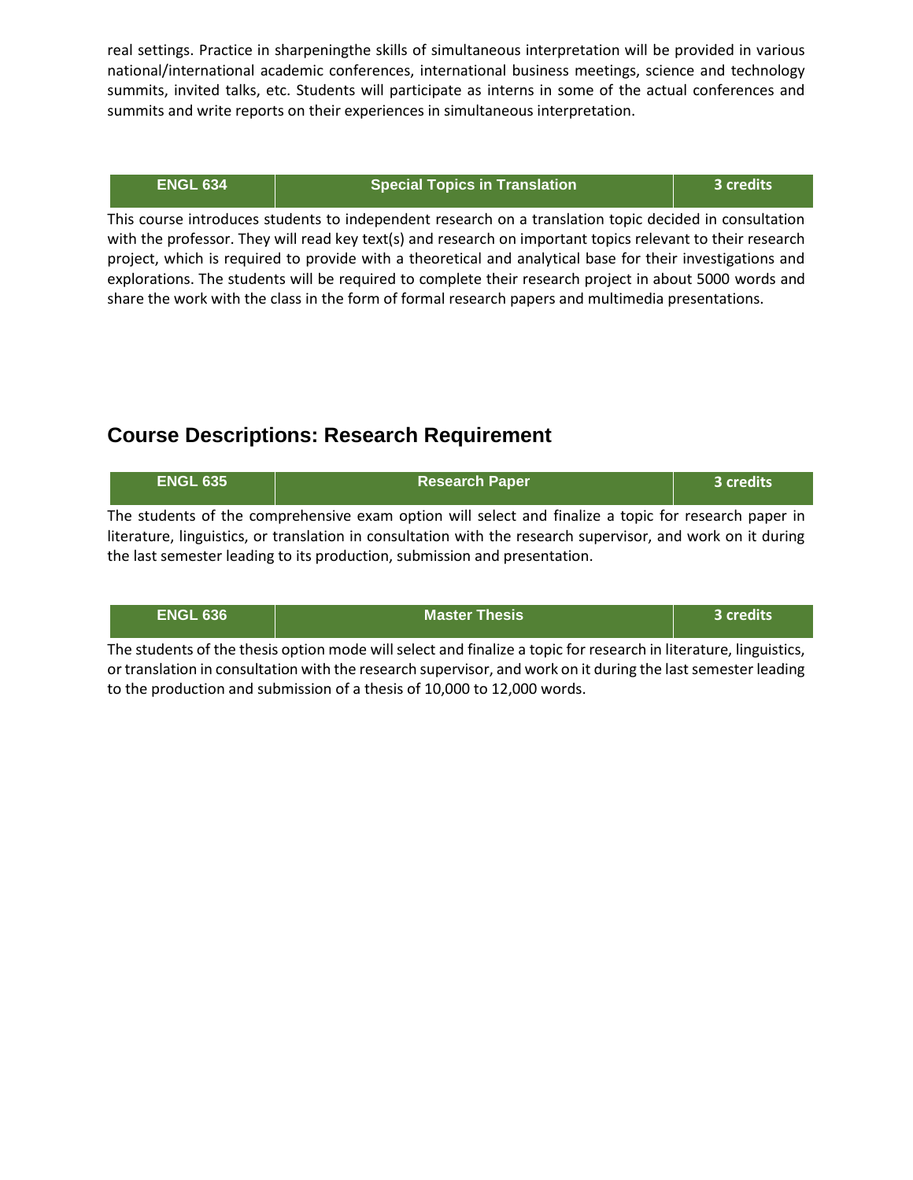real settings. Practice in sharpeningthe skills of simultaneous interpretation will be provided in various national/international academic conferences, international business meetings, science and technology summits, invited talks, etc. Students will participate as interns in some of the actual conferences and summits and write reports on their experiences in simultaneous interpretation.

| ENGL 634 | Special Topics in Translation | 3 credits |
|---|---|---|

This course introduces students to independent research on a translation topic decided in consultation with the professor. They will read key text(s) and research on important topics relevant to their research project, which is required to provide with a theoretical and analytical base for their investigations and explorations. The students will be required to complete their research project in about 5000 words and share the work with the class in the form of formal research papers and multimedia presentations.

## Course Descriptions: Research Requirement

| ENGL 635 | Research Paper | 3 credits |
|---|---|---|

The students of the comprehensive exam option will select and finalize a topic for research paper in literature, linguistics, or translation in consultation with the research supervisor, and work on it during the last semester leading to its production, submission and presentation.

| ENGL 636 | Master Thesis | 3 credits |
|---|---|---|

The students of the thesis option mode will select and finalize a topic for research in literature, linguistics, or translation in consultation with the research supervisor, and work on it during the last semester leading to the production and submission of a thesis of 10,000 to 12,000 words.